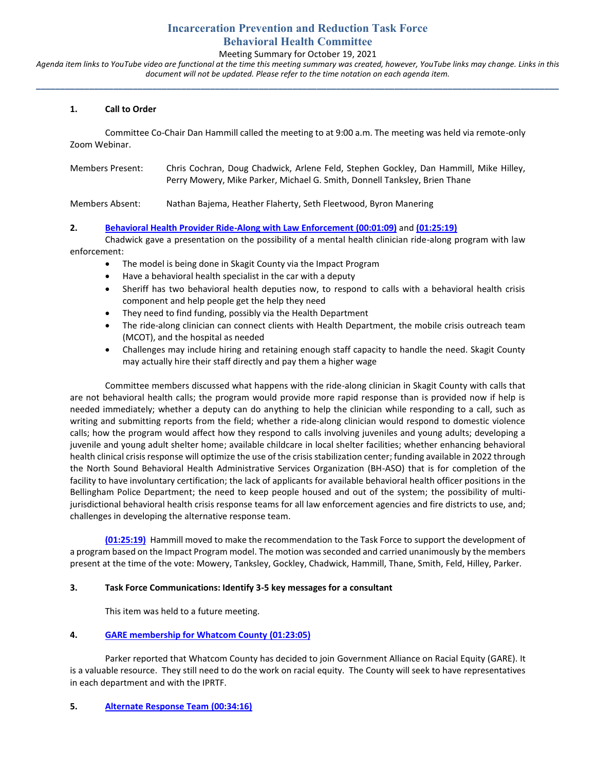# Incarceration Prevention and Reduction Task Force
## Behavioral Health Committee

Meeting Summary for October 19, 2021

*Agenda item links to YouTube video are functional at the time this meeting summary was created, however, YouTube links may change. Links in this document will not be updated. Please refer to the time notation on each agenda item.*

---

**1. Call to Order**

Committee Co-Chair Dan Hammill called the meeting to at 9:00 a.m. The meeting was held via remote-only Zoom Webinar.

Members Present: Chris Cochran, Doug Chadwick, Arlene Feld, Stephen Gockley, Dan Hammill, Mike Hilley, Perry Mowery, Mike Parker, Michael G. Smith, Donnell Tanksley, Brien Thane

Members Absent: Nathan Bajema, Heather Flaherty, Seth Fleetwood, Byron Manering

**2. Behavioral Health Provider Ride-Along with Law Enforcement (00:01:09) and (01:25:19)**

Chadwick gave a presentation on the possibility of a mental health clinician ride-along program with law enforcement:

- The model is being done in Skagit County via the Impact Program
- Have a behavioral health specialist in the car with a deputy
- Sheriff has two behavioral health deputies now, to respond to calls with a behavioral health crisis component and help people get the help they need
- They need to find funding, possibly via the Health Department
- The ride-along clinician can connect clients with Health Department, the mobile crisis outreach team (MCOT), and the hospital as needed
- Challenges may include hiring and retaining enough staff capacity to handle the need. Skagit County may actually hire their staff directly and pay them a higher wage

Committee members discussed what happens with the ride-along clinician in Skagit County with calls that are not behavioral health calls; the program would provide more rapid response than is provided now if help is needed immediately; whether a deputy can do anything to help the clinician while responding to a call, such as writing and submitting reports from the field; whether a ride-along clinician would respond to domestic violence calls; how the program would affect how they respond to calls involving juveniles and young adults; developing a juvenile and young adult shelter home; available childcare in local shelter facilities; whether enhancing behavioral health clinical crisis response will optimize the use of the crisis stabilization center; funding available in 2022 through the North Sound Behavioral Health Administrative Services Organization (BH-ASO) that is for completion of the facility to have involuntary certification; the lack of applicants for available behavioral health officer positions in the Bellingham Police Department; the need to keep people housed and out of the system; the possibility of multi-jurisdictional behavioral health crisis response teams for all law enforcement agencies and fire districts to use, and; challenges in developing the alternative response team.

**(01:25:19)** Hammill moved to make the recommendation to the Task Force to support the development of a program based on the Impact Program model. The motion was seconded and carried unanimously by the members present at the time of the vote: Mowery, Tanksley, Gockley, Chadwick, Hammill, Thane, Smith, Feld, Hilley, Parker.

**3. Task Force Communications: Identify 3-5 key messages for a consultant**

This item was held to a future meeting.

**4. GARE membership for Whatcom County (01:23:05)**

Parker reported that Whatcom County has decided to join Government Alliance on Racial Equity (GARE). It is a valuable resource. They still need to do the work on racial equity. The County will seek to have representatives in each department and with the IPRTF.

**5. Alternate Response Team (00:34:16)**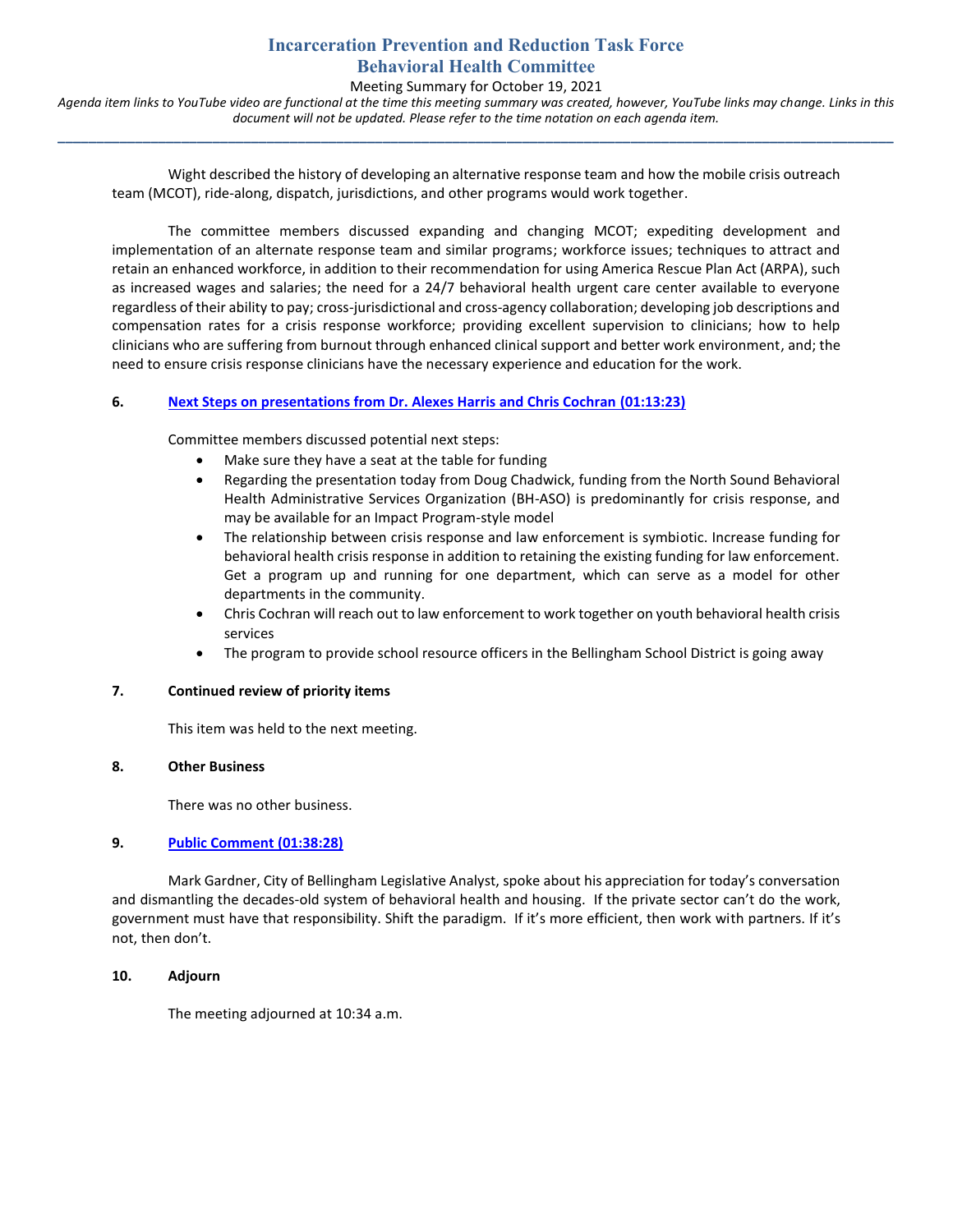Wight described the history of developing an alternative response team and how the mobile crisis outreach team (MCOT), ride-along, dispatch, jurisdictions, and other programs would work together.

The committee members discussed expanding and changing MCOT; expediting development and implementation of an alternate response team and similar programs; workforce issues; techniques to attract and retain an enhanced workforce, in addition to their recommendation for using America Rescue Plan Act (ARPA), such as increased wages and salaries; the need for a 24/7 behavioral health urgent care center available to everyone regardless of their ability to pay; cross-jurisdictional and cross-agency collaboration; developing job descriptions and compensation rates for a crisis response workforce; providing excellent supervision to clinicians; how to help clinicians who are suffering from burnout through enhanced clinical support and better work environment, and; the need to ensure crisis response clinicians have the necessary experience and education for the work.

**6. [Next Steps on presentations from Dr. Alexes Harris and Chris Cochran (01:13:23)]**

Committee members discussed potential next steps:

- Make sure they have a seat at the table for funding
- Regarding the presentation today from Doug Chadwick, funding from the North Sound Behavioral Health Administrative Services Organization (BH-ASO) is predominantly for crisis response, and may be available for an Impact Program-style model
- The relationship between crisis response and law enforcement is symbiotic. Increase funding for behavioral health crisis response in addition to retaining the existing funding for law enforcement. Get a program up and running for one department, which can serve as a model for other departments in the community.
- Chris Cochran will reach out to law enforcement to work together on youth behavioral health crisis services
- The program to provide school resource officers in the Bellingham School District is going away

**7. Continued review of priority items**

This item was held to the next meeting.

**8. Other Business**

There was no other business.

**9. [Public Comment (01:38:28)]**

Mark Gardner, City of Bellingham Legislative Analyst, spoke about his appreciation for today's conversation and dismantling the decades-old system of behavioral health and housing. If the private sector can't do the work, government must have that responsibility. Shift the paradigm. If it's more efficient, then work with partners. If it's not, then don't.

**10. Adjourn**

The meeting adjourned at 10:34 a.m.